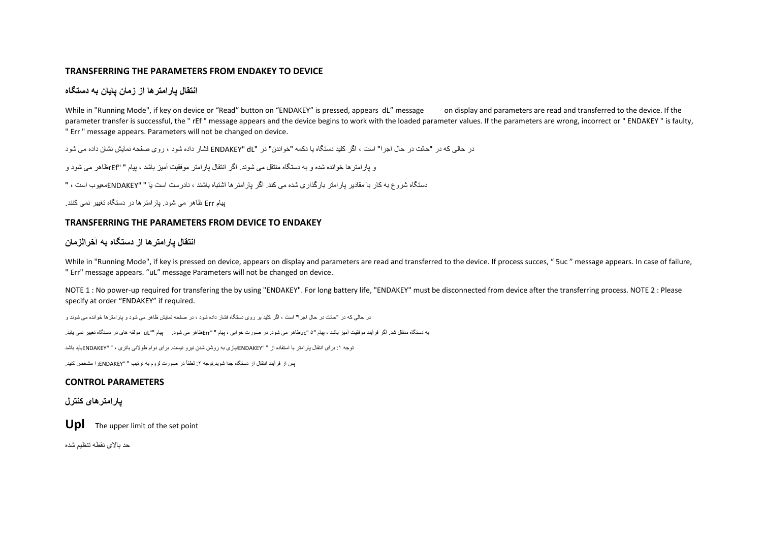## TRANSFERRING THE PARAMETERS FROM ENDAKEY TO DEVICE

### انتقال پارامترها از زمان پایان به دستگاه

While in "Running Mode", if key on device or "Read" button on "ENDAKEY" is pressed, appears dL" message on display and parameters are read and transferred to the device. If the parameter transfer is successful, the " rEf " message appears and the device begins to work with the loaded parameter values. If the parameters are wrong, incorrect or " ENDAKEY " is faulty, " Err " message appears. Parameters will not be changed on device.

در حالی که در "حالت در حال اجرا" است ، اگر کلید دستگاه یا دکمه "خواندن" در "ENDAKEY" dL فشار داده شود ، روی صفحه نمایش نشان داده می شود

و پارامترها خوانده شده و به دستگاه منتقل می شوند. اگر انتقال پارامتر موفقیت آمیز باشد ، پیام " rEf"ظاهر می شود و

دستگاه شروع به کار با مقادیر پارامتر بارگذاری شده می کند. اگر پارامترها اشتباه باشند ، نادرست است یا " "ENDAKEYمعیوب است ، "

پیام Err ظاهر می شود. پارامترها در دستگاه تغییر نمی کنند.

## TRANSFERRING THE PARAMETERS FROM DEVICE TO ENDAKEY

### انتقال پارامترها از دستگاه به آخرالزمان

While in "Running Mode", if key is pressed on device, appears on display and parameters are read and transferred to the device. If process succes, " 5uc " message appears. In case of failure, " Err" message appears. "uL" message Parameters will not be changed on device.

NOTE 1 : No power-up required for transfering the by using "ENDAKEY". For long battery life, "ENDAKEY" must be disconnected from device after the transferring process. NOTE 2 : Please specify at order "ENDAKEY" if required.

در حالی که در "حالت در حال اجرا" است ، اگر کلید بر روی دستگاه فشار داده شود ، در صفحه نمایش ظاهر می شود و پارامترها خوانده می شوند و

به دستگاه منتقل شد. اگر فرآیند موفقیت آمیز باشد ، پیام "5 uc"ظاهر می شود. در صورت خرابی ، پیام " "Errظاهر می شود. پیام "uL" مولفه های در دستگاه تغییر نمی یابد.

توجه ۱: برای انتقال پارامتر با استفاده از " "ENDAKEYنیازی به روشن شدن نیرو نیست. برای دوام طولانی باتری ، " "ENDAKEYباید باشد

پس از فرآیند انتقال از دستگاه جدا شوید.توجه ۲: لطفاً در صورت لزوم به ترتیب " "ENDAKEYرا مشخص کنید.

## CONTROL PARAMETERS

### پارامترهای کنترل

**Upl** The upper limit of the set point

حد بالای نقطه تنظیم شده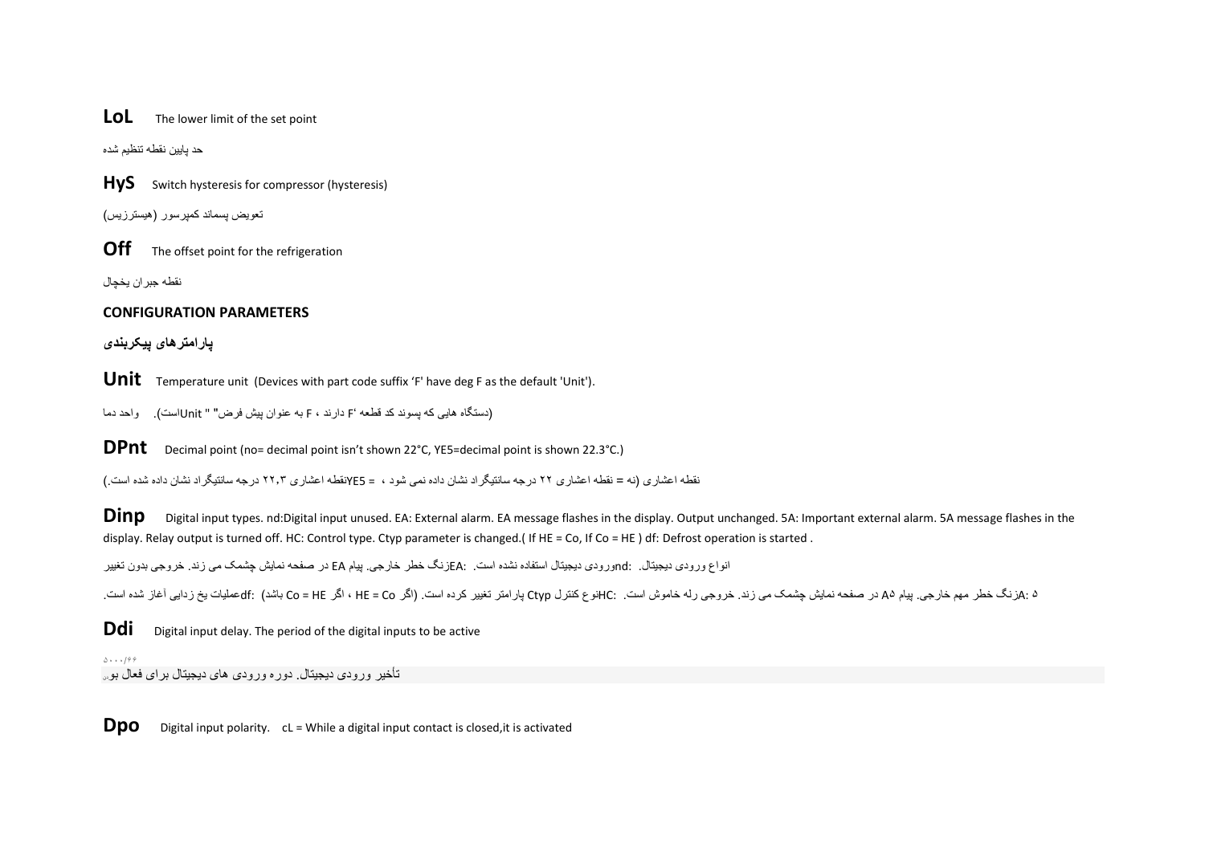**LoL** The lower limit of the set point

حد پایین نقطه تنظیم شده

**HyS** Switch hysteresis for compressor (hysteresis)

تعویض پسماند کمپرسور (هیسترزیس)

**Off** The offset point for the refrigeration

نقطه جبران یخچال

**CONFIGURATION PARAMETERS**

**پارامترهای پیکربندی**

**Unit** Temperature unit (Devices with part code suffix ‘F' have deg F as the default 'Unit').

واحد دما (دستگاه هایی که پسوند کد قطعه ‘F دارند ، F به عنوان پیش فرض" Unit "است).

**DPnt** Decimal point (no= decimal point isn't shown 22°C, YE5=decimal point is shown 22.3°C.)

نقطه اعشاری (نه = نقطه اعشاری ۲۲ درجه سانتیگراد نشان داده نمی شود ، = YE5نقطه اعشاری ۲۲,۳ درجه سانتیگراد نشان داده شده است.)

**Dinp** Digital input types. nd:Digital input unused. EA: External alarm. EA message flashes in the display. Output unchanged. 5A: Important external alarm. 5A message flashes in the display. Relay output is turned off. HC: Control type. Ctyp parameter is changed.( If HE = Co, If Co = HE ) df: Defrost operation is started .

انواع ورودی دیجیتال. :ndورودی دیجیتال استفاده نشده است. :EAزنگ خطر خارجی. پیام EA در صفحه نمایش چشمک می زند. خروجی بدون تغییر

A: ۵زنگ خطر مهم خارجی. پیام A۵ در صفحه نمایش چشمک می زند. خروجی رله خاموش است. :HCنوع کنترل Ctyp پارامتر تغییر کرده است. (اگر HE = Co ، اگر Co = HE باشد) :dfعملیات یخ زدایی آغاز شده است.

**Ddi** Digital input delay. The period of the digital inputs to be active

۵۰۰۰/۶۶

تأخیر ورودی دیجیتال. دوره ورودی های دیجیتال برای فعال بودن

**Dpo** Digital input polarity. cL = While a digital input contact is closed,it is activated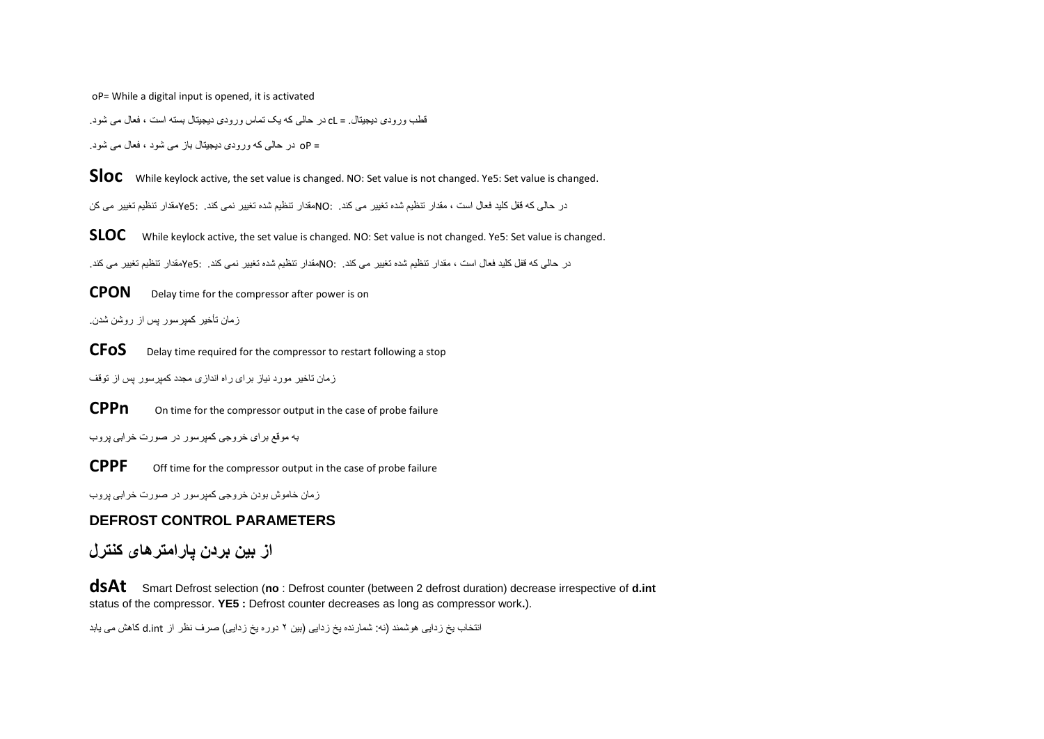oP= While a digital input is opened, it is activated

قطب ورودی دیجیتال. = cL در حالی که یک تماس ورودی دیجیتال بسته است ، فعال می شود.

= oP در حالی که ورودی دیجیتال باز می شود ، فعال می شود.

**Sloc** While keylock active, the set value is changed. NO: Set value is not changed. Ye5: Set value is changed.

در حالی که قفل کلید فعال است ، مقدار تنظیم شده تغییر می کند. :NOمقدار تنظیم شده تغییر نمی کند. :Ye5مقدار تنظیم تغییر می کن

**SLOC** While keylock active, the set value is changed. NO: Set value is not changed. Ye5: Set value is changed.

در حالی که قفل کلید فعال است ، مقدار تنظیم شده تغییر می کند. :NOمقدار تنظیم شده تغییر نمی کند. :Ye5مقدار تنظیم تغییر می کند.

**CPON** Delay time for the compressor after power is on

زمان تأخیر کمپرسور پس از روشن شدن.

**CFoS** Delay time required for the compressor to restart following a stop

زمان تاخیر مورد نیاز برای راه اندازی مجدد کمپرسور پس از توقف

**CPPn** On time for the compressor output in the case of probe failure

به موقع برای خروجی کمپرسور در صورت خرابی پروب

**CPPF** Off time for the compressor output in the case of probe failure

زمان خاموش بودن خروجی کمپرسور در صورت خرابی پروب

## DEFROST CONTROL PARAMETERS

## از بین بردن پارامترهای کنترل

**dsAt** Smart Defrost selection (**no** : Defrost counter (between 2 defrost duration) decrease irrespective of **d.int** status of the compressor. **YE5 :** Defrost counter decreases as long as compressor work**.**).

انتخاب یخ زدایی هوشمند (نه: شمارنده یخ زدایی (بین ۲ دوره یخ زدایی) صرف نظر از d.int کاهش می یابد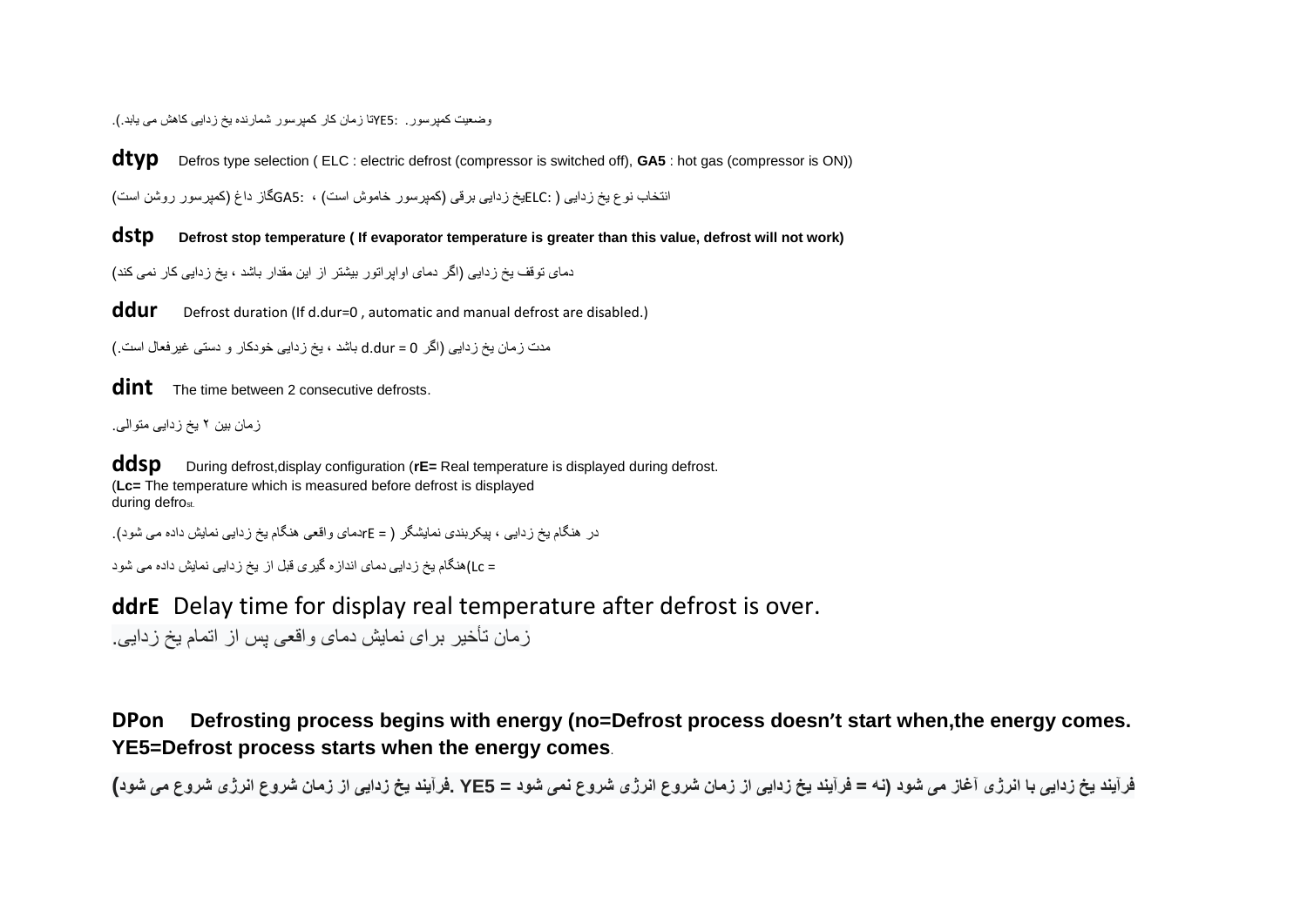وضعیت کمپرسور. :YE5تا زمان کار کمپرسور شمارنده یخ زدایی کاهش می یابد.).

**dtyp** Defros type selection ( ELC : electric defrost (compressor is switched off), **GA5** : hot gas (compressor is ON))

انتخاب نوع یخ زدایی ( :ELCیخ زدایی برقی (کمپرسور خاموش است) ، :GA5گاز داغ (کمپرسور روشن است)

**dstp** **Defrost stop temperature ( If evaporator temperature is greater than this value, defrost will not work)**

دمای توقف یخ زدایی (اگر دمای اواپراتور بیشتر از این مقدار باشد ، یخ زدایی کار نمی کند)

**ddur** Defrost duration (If d.dur=0 , automatic and manual defrost are disabled.)

مدت زمان یخ زدایی (اگر d.dur = 0 باشد ، یخ زدایی خودکار و دستی غیرفعال است.)

**dint** The time between 2 consecutive defrosts.

زمان بین ۲ یخ زدایی متوالی.

**ddsp** During defrost,display configuration (**rE=** Real temperature is displayed during defrost.
(**Lc=** The temperature which is measured before defrost is displayed
during defrost.

در هنگام یخ زدایی ، پیکربندی نمایشگر ( rE = دمای واقعی هنگام یخ زدایی نمایش داده می شود).

Lc = )هنگام یخ زدایی دمای اندازه گیری قبل از یخ زدایی نمایش داده می شود

**ddrE** Delay time for display real temperature after defrost is over.

زمان تأخیر برای نمایش دمای واقعی پس از اتمام یخ زدایی.

**DPon Defrosting process begins with energy (no=Defrost process doesn't start when,the energy comes. YE5=Defrost process starts when the energy comes**.

**فرآیند یخ زدایی با انرژی آغاز می شود (نه = فرآیند یخ زدایی از زمان شروع انرژی شروع نمی شود = YE5 .فرآیند یخ زدایی از زمان شروع انرژی شروع می شود)**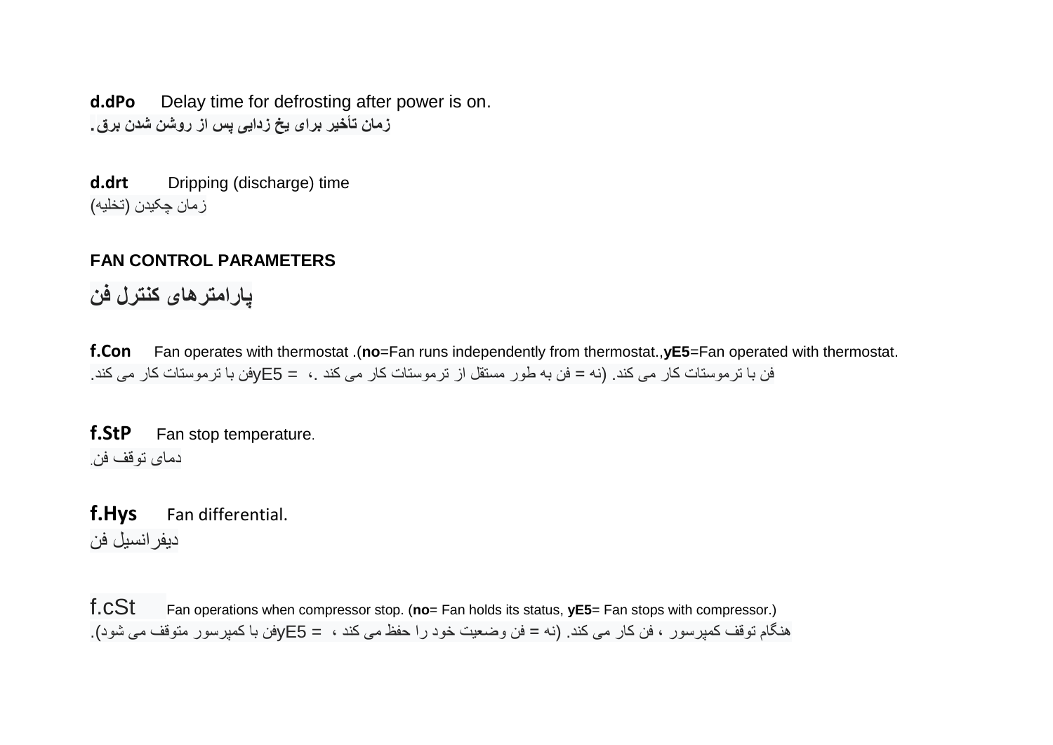**d.dPo** Delay time for defrosting after power is on.

**زمان تأخیر برای یخ زدایی پس از روشن شدن برق.**

**d.drt** Dripping (discharge) time

زمان چکیدن (تخلیه)

**FAN CONTROL PARAMETERS**

**پارامترهای کنترل فن**

**f.Con** Fan operates with thermostat .(**no**=Fan runs independently from thermostat.,**yE5**=Fan operated with thermostat.

فن با ترموستات کار می کند. (نه = فن به طور مستقل از ترموستات کار می کند .، yE5 = فن با ترموستات کار می کند.

**f.StP** Fan stop temperature.

دمای توقف فن.

**f.Hys** Fan differential.

دیفرانسیل فن

f.cSt Fan operations when compressor stop. (**no**= Fan holds its status, **yE5**= Fan stops with compressor.)

هنگام توقف کمپرسور ، فن کار می کند. (نه = فن وضعیت خود را حفظ می کند ، yE5 = فن با کمپرسور متوقف می شود).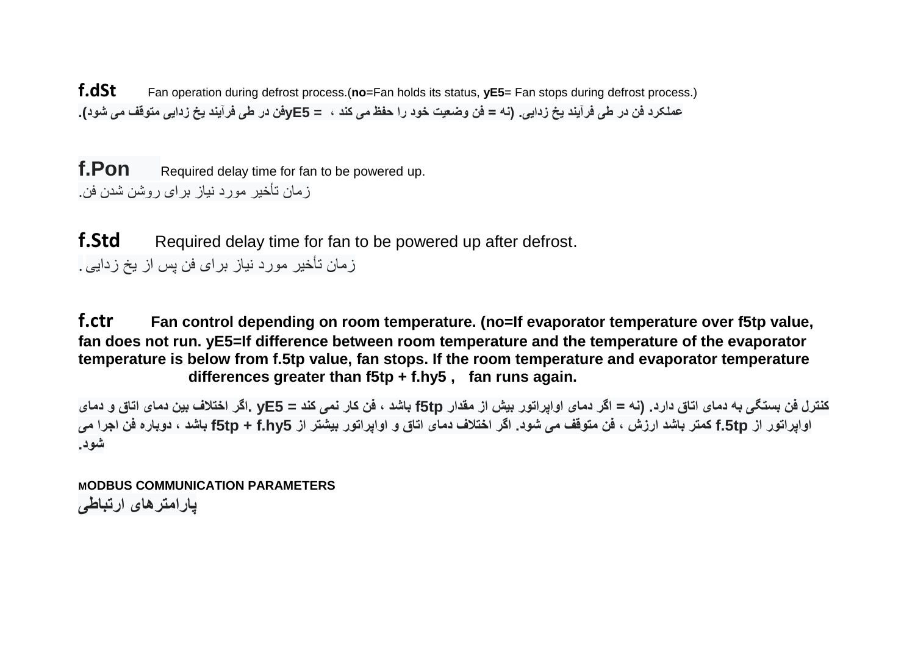**f.dSt** Fan operation during defrost process.(**no**=Fan holds its status, **yE5**= Fan stops during defrost process.)

**عملکرد فن در طی فرآیند یخ زدایی. (نه = فن وضعیت خود را حفظ می کند ، = yE5فن در طی فرآیند یخ زدایی متوقف می شود).**

**f.Pon** Required delay time for fan to be powered up.

زمان تأخیر مورد نیاز برای روشن شدن فن.

**f.Std** Required delay time for fan to be powered up after defrost.

زمان تأخیر مورد نیاز برای فن پس از یخ زدایی.

**f.ctr** **Fan control depending on room temperature. (no=If evaporator temperature over f5tp value, fan does not run. yE5=If difference between room temperature and the temperature of the evaporator temperature is below from f.5tp value, fan stops. If the room temperature and evaporator temperature differences greater than f5tp + f.hy5 , fan runs again.**

**کنترل فن بستگی به دمای اتاق دارد. (نه = اگر دمای اواپراتور بیش از مقدار f5tp باشد ، فن کار نمی کند = yE5. اگر اختلاف بین دمای اتاق و دمای اواپراتور از f.5tp کمتر باشد ارزش ، فن متوقف می شود. اگر اختلاف دمای اتاق و اواپراتور بیشتر از f5tp + f.hy5 باشد ، دوباره فن اجرا می شود.**

**MODBUS COMMUNICATION PARAMETERS**

**پارامترهای ارتباطی**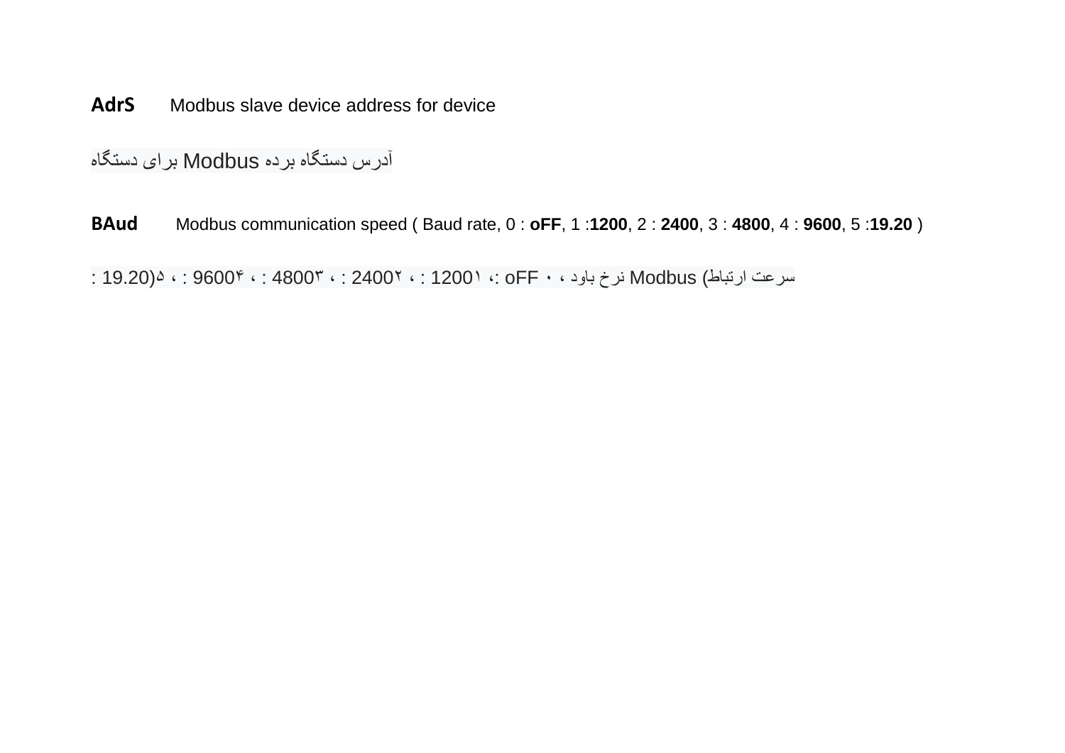**AdrS** Modbus slave device address for device

آدرس دستگاه برده Modbus برای دستگاه

**BAud** Modbus communication speed ( Baud rate, 0 : **oFF**, 1 :**1200**, 2 : **2400**, 3 : **4800**, 4 : **9600**, 5 :**19.20** )

سرعت ارتباط) Modbus نرخ باود ، ۰ oFF :، ۱ 1200 : ، ۲ 2400 : ، ۳ 4800 : ، ۴ 9600 : ، ۵(19.20 :